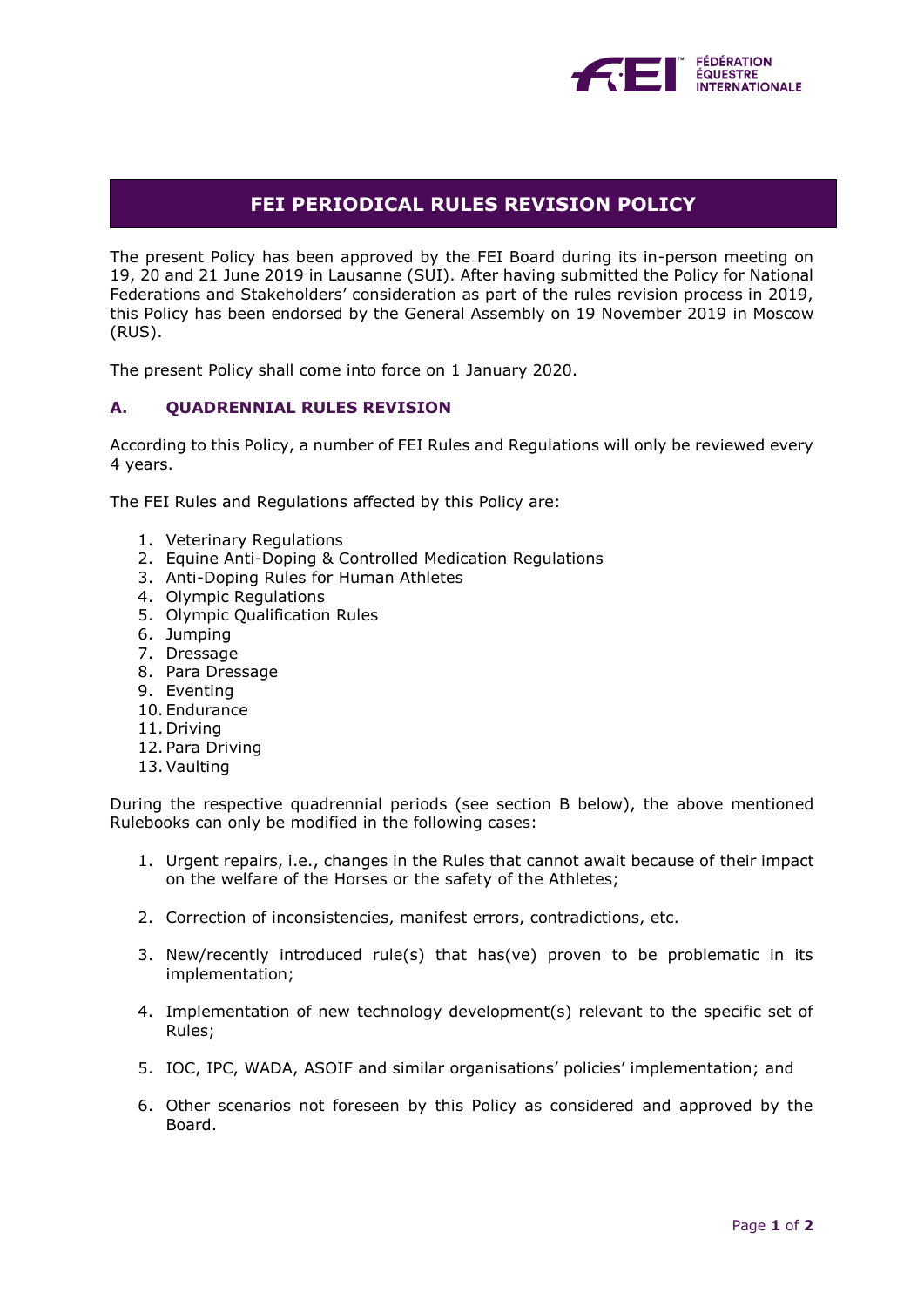# FEI PERIODICAL RULES REVISION POLICY

The present Policy has been approved by the FEI Board during its in-person meeting on 19, 20 and 21 June 2019 in Lausanne (SUI). After having submitted the Policy for National Federations and Stakeholders' consideration as part of the rules revision process in 2019, this Policy has been endorsed by the General Assembly on 19 November 2019 in Moscow (RUS).

The present Policy shall come into force on 1 January 2020.

## A. QUADRENNIAL RULES REVISION

According to this Policy, a number of FEI Rules and Regulations will only be reviewed every 4 years.

The FEI Rules and Regulations affected by this Policy are:

1. Veterinary Regulations
2. Equine Anti-Doping & Controlled Medication Regulations
3. Anti-Doping Rules for Human Athletes
4. Olympic Regulations
5. Olympic Qualification Rules
6. Jumping
7. Dressage
8. Para Dressage
9. Eventing
10. Endurance
11. Driving
12. Para Driving
13. Vaulting

During the respective quadrennial periods (see section B below), the above mentioned Rulebooks can only be modified in the following cases:

1. Urgent repairs, i.e., changes in the Rules that cannot await because of their impact on the welfare of the Horses or the safety of the Athletes;
2. Correction of inconsistencies, manifest errors, contradictions, etc.
3. New/recently introduced rule(s) that has(ve) proven to be problematic in its implementation;
4. Implementation of new technology development(s) relevant to the specific set of Rules;
5. IOC, IPC, WADA, ASOIF and similar organisations' policies' implementation; and
6. Other scenarios not foreseen by this Policy as considered and approved by the Board.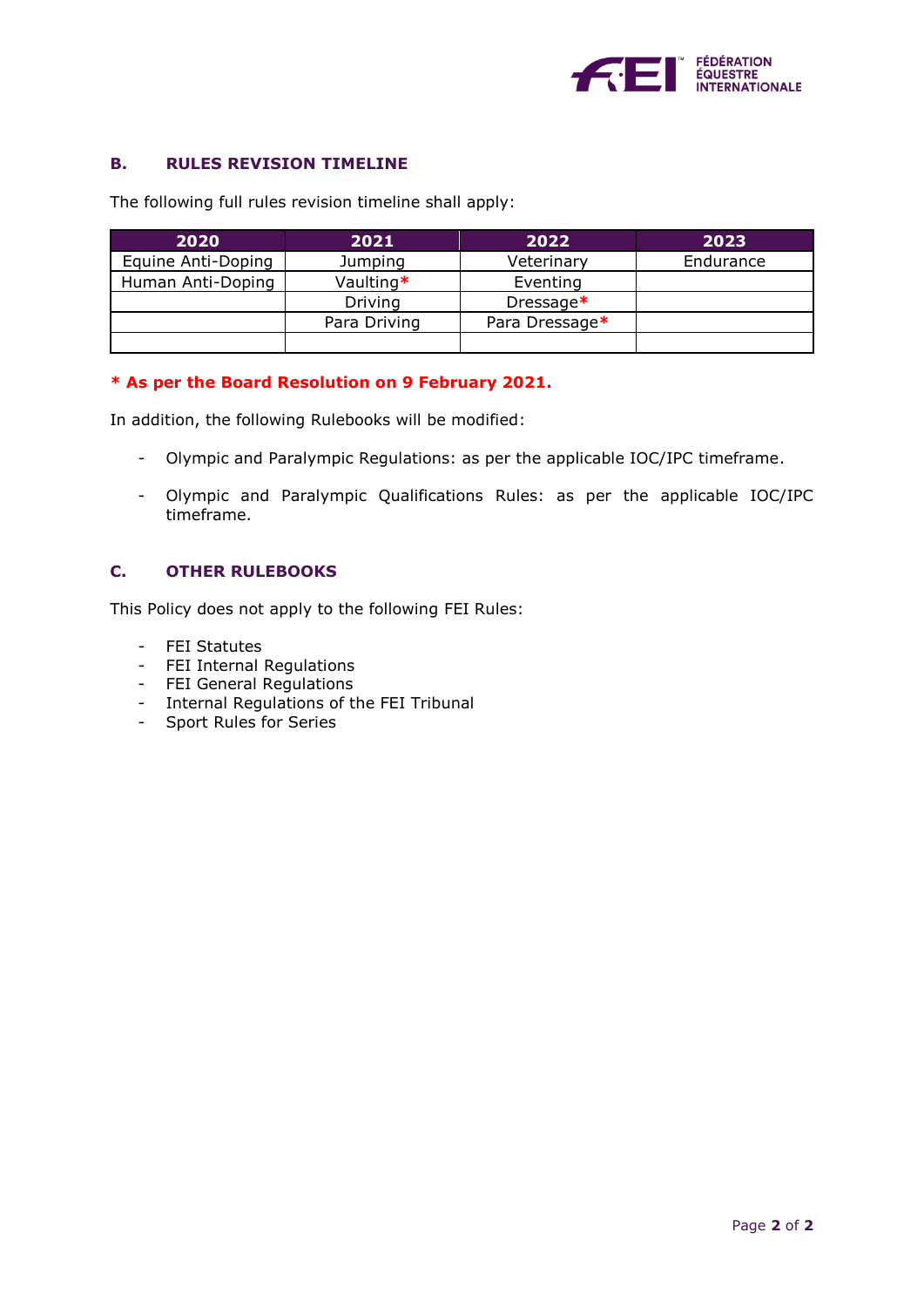## B. RULES REVISION TIMELINE

The following full rules revision timeline shall apply:

| 2020 | 2021 | 2022 | 2023 |
|---|---|---|---|
| Equine Anti-Doping | Jumping | Veterinary | Endurance |
| Human Anti-Doping | Vaulting* | Eventing | |
| | Driving | Dressage* | |
| | Para Driving | Para Dressage* | |
| | | | |

**\* As per the Board Resolution on 9 February 2021.**

In addition, the following Rulebooks will be modified:

- Olympic and Paralympic Regulations: as per the applicable IOC/IPC timeframe.
- Olympic and Paralympic Qualifications Rules: as per the applicable IOC/IPC timeframe.

## C. OTHER RULEBOOKS

This Policy does not apply to the following FEI Rules:

- FEI Statutes
- FEI Internal Regulations
- FEI General Regulations
- Internal Regulations of the FEI Tribunal
- Sport Rules for Series